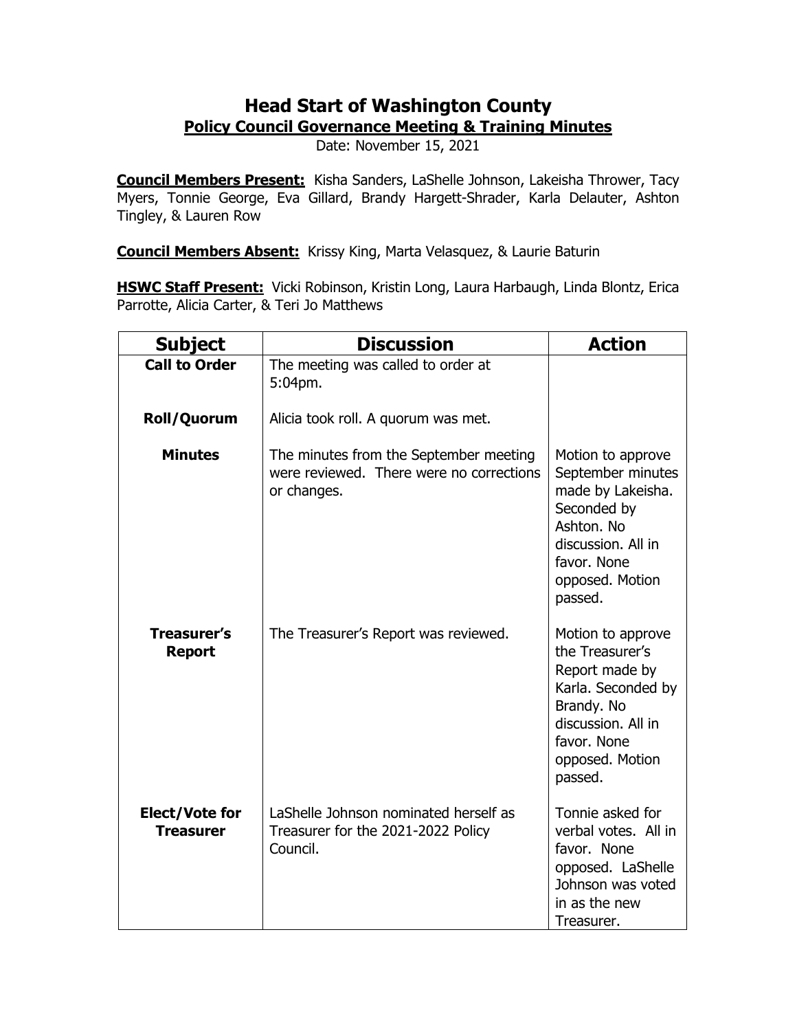# Head Start of Washington County

## Policy Council Governance Meeting & Training Minutes

Date: November 15, 2021

**Council Members Present:** Kisha Sanders, LaShelle Johnson, Lakeisha Thrower, Tacy Myers, Tonnie George, Eva Gillard, Brandy Hargett-Shrader, Karla Delauter, Ashton Tingley, & Lauren Row

**Council Members Absent:** Krissy King, Marta Velasquez, & Laurie Baturin

**HSWC Staff Present:** Vicki Robinson, Kristin Long, Laura Harbaugh, Linda Blontz, Erica Parrotte, Alicia Carter, & Teri Jo Matthews

| Subject | Discussion | Action |
|---|---|---|
| **Call to Order** | The meeting was called to order at 5:04pm. | |
| **Roll/Quorum** | Alicia took roll. A quorum was met. | |
| **Minutes** | The minutes from the September meeting were reviewed. There were no corrections or changes. | Motion to approve September minutes made by Lakeisha. Seconded by Ashton. No discussion. All in favor. None opposed. Motion passed. |
| **Treasurer's Report** | The Treasurer's Report was reviewed. | Motion to approve the Treasurer's Report made by Karla. Seconded by Brandy. No discussion. All in favor. None opposed. Motion passed. |
| **Elect/Vote for Treasurer** | LaShelle Johnson nominated herself as Treasurer for the 2021-2022 Policy Council. | Tonnie asked for verbal votes. All in favor. None opposed. LaShelle Johnson was voted in as the new Treasurer. |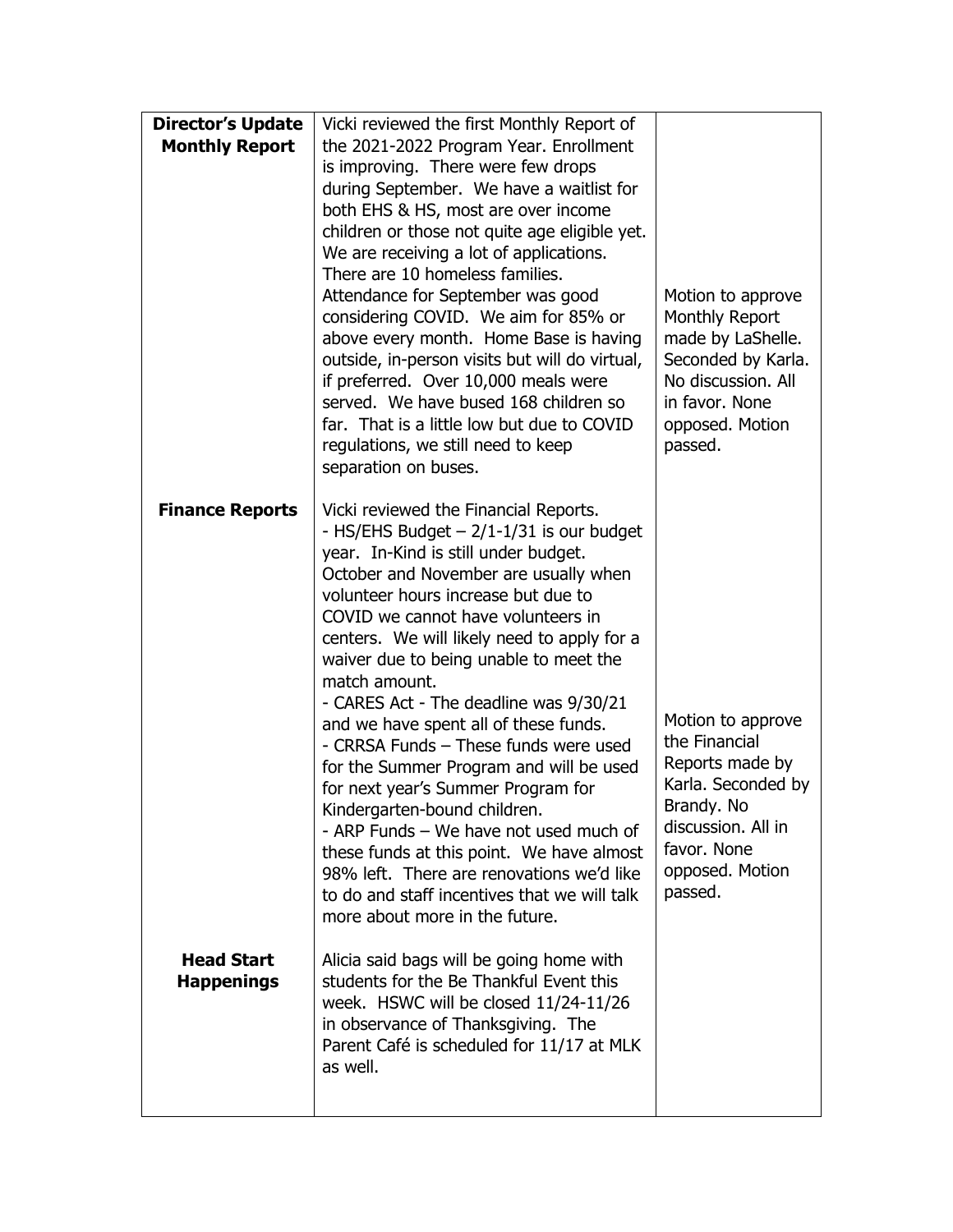| | | |
|---|---|---|
| **Director's Update Monthly Report** | Vicki reviewed the first Monthly Report of the 2021-2022 Program Year. Enrollment is improving. There were few drops during September. We have a waitlist for both EHS & HS, most are over income children or those not quite age eligible yet. We are receiving a lot of applications. There are 10 homeless families. Attendance for September was good considering COVID. We aim for 85% or above every month. Home Base is having outside, in-person visits but will do virtual, if preferred. Over 10,000 meals were served. We have bused 168 children so far. That is a little low but due to COVID regulations, we still need to keep separation on buses. | Motion to approve Monthly Report made by LaShelle. Seconded by Karla. No discussion. All in favor. None opposed. Motion passed. |
| **Finance Reports** | Vicki reviewed the Financial Reports.<br>- HS/EHS Budget – 2/1-1/31 is our budget year. In-Kind is still under budget. October and November are usually when volunteer hours increase but due to COVID we cannot have volunteers in centers. We will likely need to apply for a waiver due to being unable to meet the match amount.<br>- CARES Act - The deadline was 9/30/21 and we have spent all of these funds.<br>- CRRSA Funds – These funds were used for the Summer Program and will be used for next year's Summer Program for Kindergarten-bound children.<br>- ARP Funds – We have not used much of these funds at this point. We have almost 98% left. There are renovations we'd like to do and staff incentives that we will talk more about more in the future. | Motion to approve the Financial Reports made by Karla. Seconded by Brandy. No discussion. All in favor. None opposed. Motion passed. |
| **Head Start Happenings** | Alicia said bags will be going home with students for the Be Thankful Event this week. HSWC will be closed 11/24-11/26 in observance of Thanksgiving. The Parent Café is scheduled for 11/17 at MLK as well. | |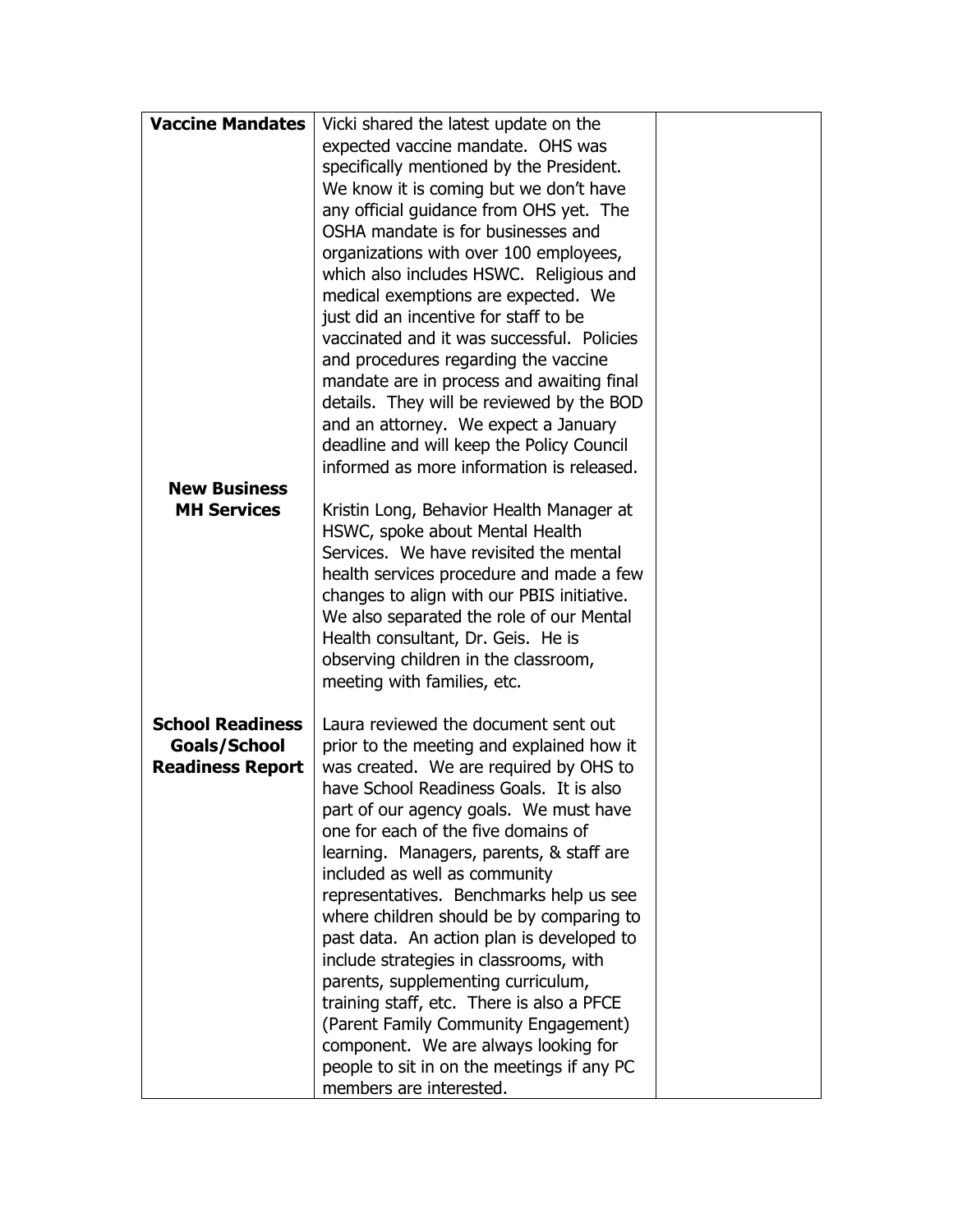| **Vaccine Mandates** | Vicki shared the latest update on the expected vaccine mandate. OHS was specifically mentioned by the President. We know it is coming but we don't have any official guidance from OHS yet. The OSHA mandate is for businesses and organizations with over 100 employees, which also includes HSWC. Religious and medical exemptions are expected. We just did an incentive for staff to be vaccinated and it was successful. Policies and procedures regarding the vaccine mandate are in process and awaiting final details. They will be reviewed by the BOD and an attorney. We expect a January deadline and will keep the Policy Council informed as more information is released. | |
|---|---|---|
| **New Business** **MH Services** | Kristin Long, Behavior Health Manager at HSWC, spoke about Mental Health Services. We have revisited the mental health services procedure and made a few changes to align with our PBIS initiative. We also separated the role of our Mental Health consultant, Dr. Geis. He is observing children in the classroom, meeting with families, etc. | |
| **School Readiness Goals/School Readiness Report** | Laura reviewed the document sent out prior to the meeting and explained how it was created. We are required by OHS to have School Readiness Goals. It is also part of our agency goals. We must have one for each of the five domains of learning. Managers, parents, & staff are included as well as community representatives. Benchmarks help us see where children should be by comparing to past data. An action plan is developed to include strategies in classrooms, with parents, supplementing curriculum, training staff, etc. There is also a PFCE (Parent Family Community Engagement) component. We are always looking for people to sit in on the meetings if any PC members are interested. | |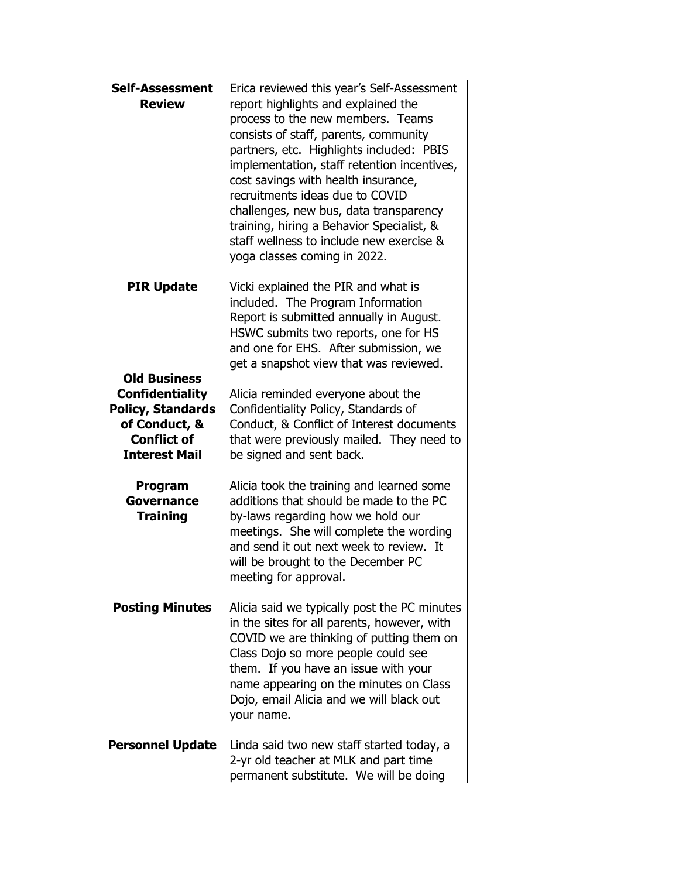| | | |
|---|---|---|
| **Self-Assessment Review** | Erica reviewed this year's Self-Assessment report highlights and explained the process to the new members. Teams consists of staff, parents, community partners, etc. Highlights included: PBIS implementation, staff retention incentives, cost savings with health insurance, recruitments ideas due to COVID challenges, new bus, data transparency training, hiring a Behavior Specialist, & staff wellness to include new exercise & yoga classes coming in 2022. | |
| **PIR Update** | Vicki explained the PIR and what is included. The Program Information Report is submitted annually in August. HSWC submits two reports, one for HS and one for EHS. After submission, we get a snapshot view that was reviewed. | |
| **Old Business** | | |
| **Confidentiality Policy, Standards of Conduct, & Conflict of Interest Mail** | Alicia reminded everyone about the Confidentiality Policy, Standards of Conduct, & Conflict of Interest documents that were previously mailed. They need to be signed and sent back. | |
| **Program Governance Training** | Alicia took the training and learned some additions that should be made to the PC by-laws regarding how we hold our meetings. She will complete the wording and send it out next week to review. It will be brought to the December PC meeting for approval. | |
| **Posting Minutes** | Alicia said we typically post the PC minutes in the sites for all parents, however, with COVID we are thinking of putting them on Class Dojo so more people could see them. If you have an issue with your name appearing on the minutes on Class Dojo, email Alicia and we will black out your name. | |
| **Personnel Update** | Linda said two new staff started today, a 2-yr old teacher at MLK and part time permanent substitute. We will be doing | |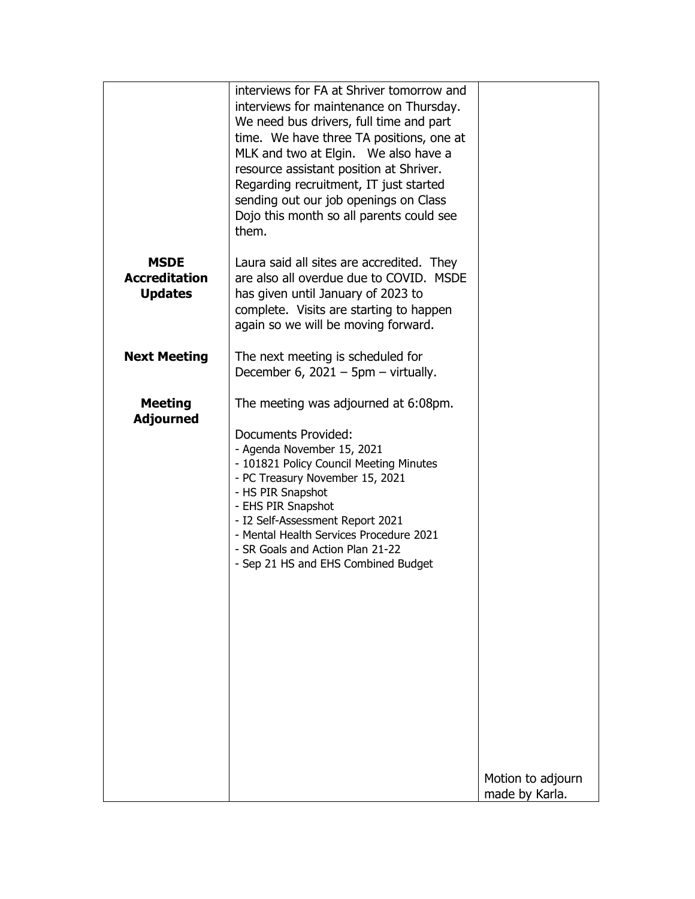| | | |
|---|---|---|
| | interviews for FA at Shriver tomorrow and interviews for maintenance on Thursday. We need bus drivers, full time and part time. We have three TA positions, one at MLK and two at Elgin. We also have a resource assistant position at Shriver. Regarding recruitment, IT just started sending out our job openings on Class Dojo this month so all parents could see them. | |
| **MSDE Accreditation Updates** | Laura said all sites are accredited. They are also all overdue due to COVID. MSDE has given until January of 2023 to complete. Visits are starting to happen again so we will be moving forward. | |
| **Next Meeting** | The next meeting is scheduled for December 6, 2021 – 5pm – virtually. | |
| **Meeting Adjourned** | The meeting was adjourned at 6:08pm.<br><br>Documents Provided:<br>- Agenda November 15, 2021<br>- 101821 Policy Council Meeting Minutes<br>- PC Treasury November 15, 2021<br>- HS PIR Snapshot<br>- EHS PIR Snapshot<br>- I2 Self-Assessment Report 2021<br>- Mental Health Services Procedure 2021<br>- SR Goals and Action Plan 21-22<br>- Sep 21 HS and EHS Combined Budget | Motion to adjourn made by Karla. |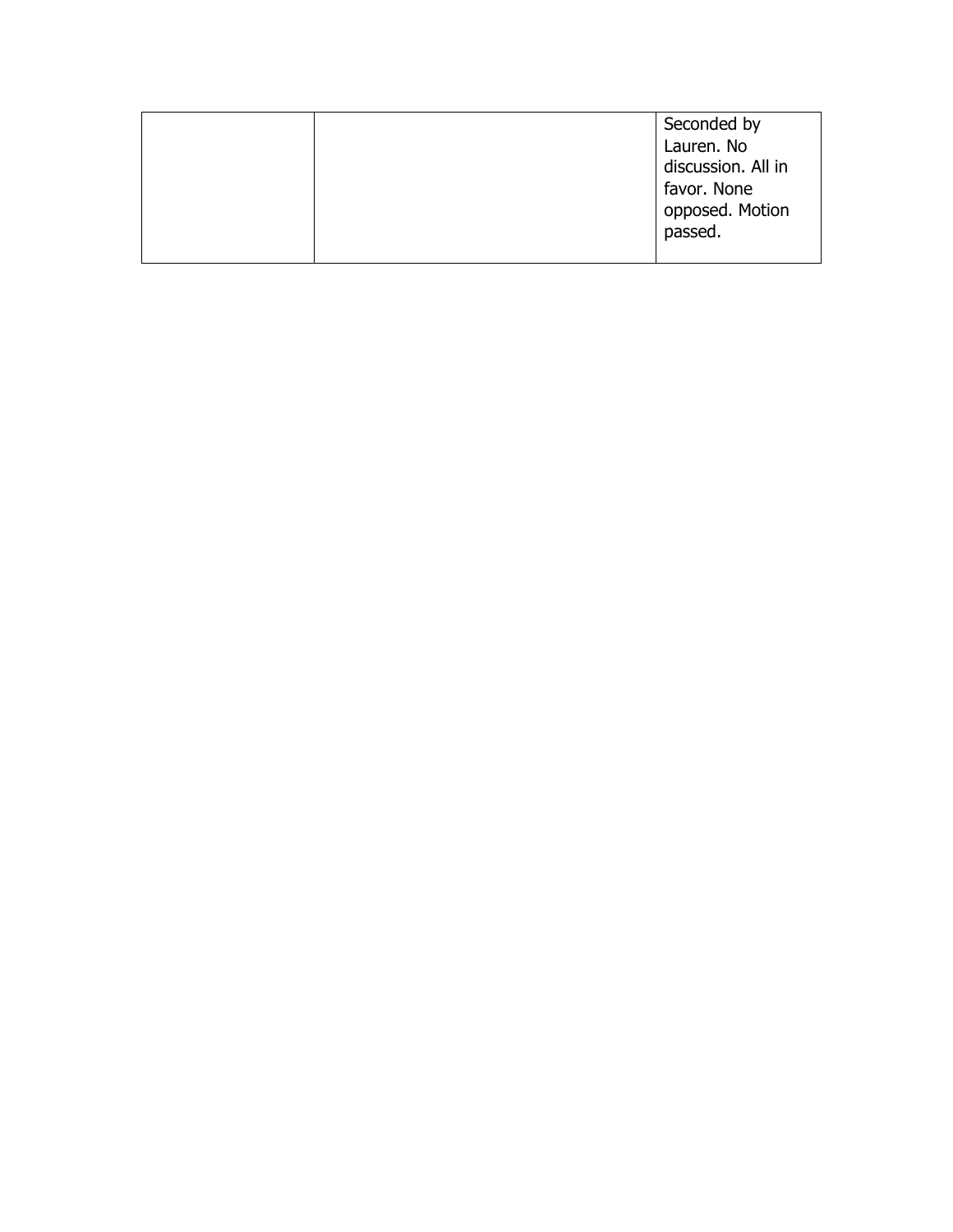| | | |
|---|---|---|
| | | Seconded by Lauren. No discussion. All in favor. None opposed. Motion passed. |